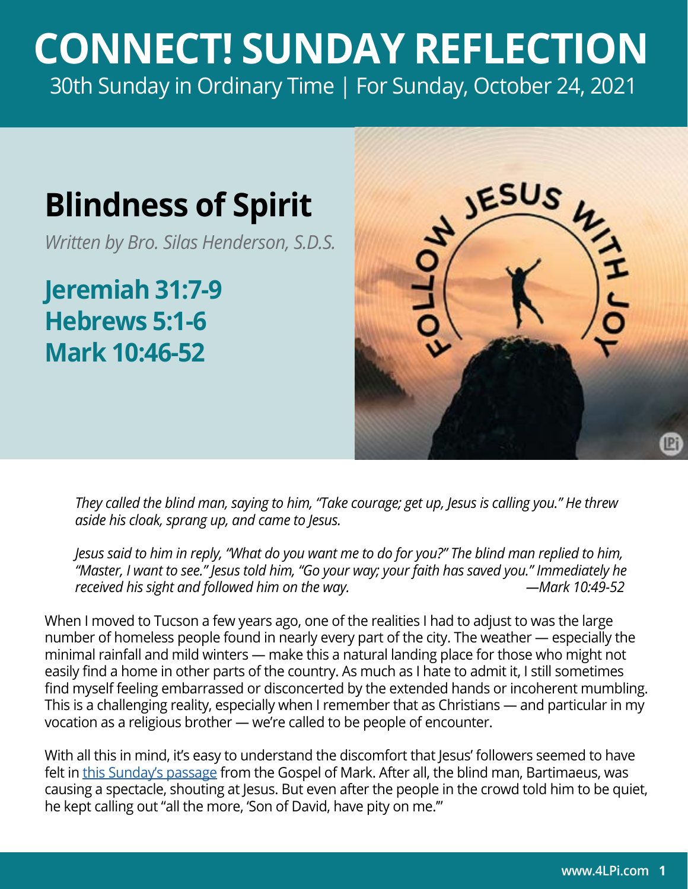# CONNECT! SUNDAY REFLECTION

30th Sunday in Ordinary Time | For Sunday, October 24, 2021

## Blindness of Spirit

*Written by Bro. Silas Henderson, S.D.S.*

### Jeremiah 31:7-9
### Hebrews 5:1-6
### Mark 10:46-52

> *They called the blind man, saying to him, "Take courage; get up, Jesus is calling you." He threw aside his cloak, sprang up, and came to Jesus.*
>
> *Jesus said to him in reply, "What do you want me to do for you?" The blind man replied to him, "Master, I want to see." Jesus told him, "Go your way; your faith has saved you." Immediately he received his sight and followed him on the way.* —*Mark 10:49-52*

When I moved to Tucson a few years ago, one of the realities I had to adjust to was the large number of homeless people found in nearly every part of the city. The weather — especially the minimal rainfall and mild winters — make this a natural landing place for those who might not easily find a home in other parts of the country. As much as I hate to admit it, I still sometimes find myself feeling embarrassed or disconcerted by the extended hands or incoherent mumbling. This is a challenging reality, especially when I remember that as Christians — and particular in my vocation as a religious brother — we're called to be people of encounter.

With all this in mind, it's easy to understand the discomfort that Jesus' followers seemed to have felt in this Sunday's passage from the Gospel of Mark. After all, the blind man, Bartimaeus, was causing a spectacle, shouting at Jesus. But even after the people in the crowd told him to be quiet, he kept calling out "all the more, 'Son of David, have pity on me.'"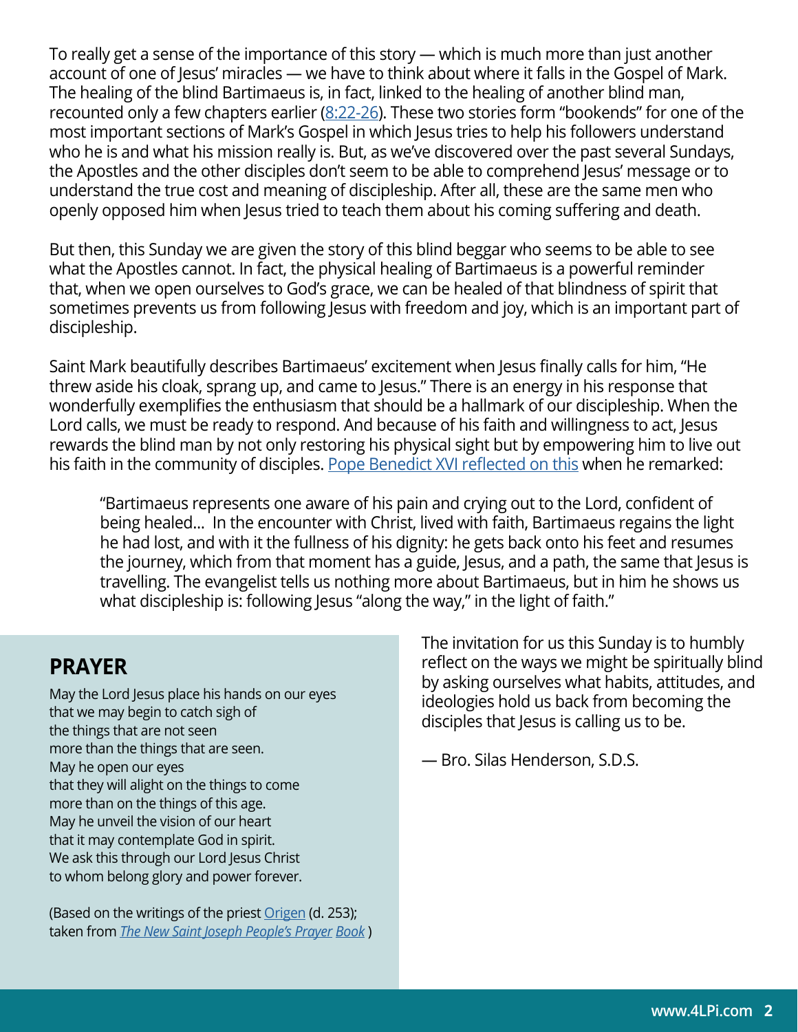To really get a sense of the importance of this story — which is much more than just another account of one of Jesus' miracles — we have to think about where it falls in the Gospel of Mark. The healing of the blind Bartimaeus is, in fact, linked to the healing of another blind man, recounted only a few chapters earlier (8:22-26). These two stories form "bookends" for one of the most important sections of Mark's Gospel in which Jesus tries to help his followers understand who he is and what his mission really is. But, as we've discovered over the past several Sundays, the Apostles and the other disciples don't seem to be able to comprehend Jesus' message or to understand the true cost and meaning of discipleship. After all, these are the same men who openly opposed him when Jesus tried to teach them about his coming suffering and death.

But then, this Sunday we are given the story of this blind beggar who seems to be able to see what the Apostles cannot. In fact, the physical healing of Bartimaeus is a powerful reminder that, when we open ourselves to God's grace, we can be healed of that blindness of spirit that sometimes prevents us from following Jesus with freedom and joy, which is an important part of discipleship.

Saint Mark beautifully describes Bartimaeus' excitement when Jesus finally calls for him, "He threw aside his cloak, sprang up, and came to Jesus." There is an energy in his response that wonderfully exemplifies the enthusiasm that should be a hallmark of our discipleship. When the Lord calls, we must be ready to respond. And because of his faith and willingness to act, Jesus rewards the blind man by not only restoring his physical sight but by empowering him to live out his faith in the community of disciples. Pope Benedict XVI reflected on this when he remarked:

> "Bartimaeus represents one aware of his pain and crying out to the Lord, confident of being healed... In the encounter with Christ, lived with faith, Bartimaeus regains the light he had lost, and with it the fullness of his dignity: he gets back onto his feet and resumes the journey, which from that moment has a guide, Jesus, and a path, the same that Jesus is travelling. The evangelist tells us nothing more about Bartimaeus, but in him he shows us what discipleship is: following Jesus "along the way," in the light of faith."

The invitation for us this Sunday is to humbly reflect on the ways we might be spiritually blind by asking ourselves what habits, attitudes, and ideologies hold us back from becoming the disciples that Jesus is calling us to be.

— Bro. Silas Henderson, S.D.S.

## PRAYER

May the Lord Jesus place his hands on our eyes
that we may begin to catch sigh of
the things that are not seen
more than the things that are seen.
May he open our eyes
that they will alight on the things to come
more than on the things of this age.
May he unveil the vision of our heart
that it may contemplate God in spirit.
We ask this through our Lord Jesus Christ
to whom belong glory and power forever.

(Based on the writings of the priest Origen (d. 253); taken from *The New Saint Joseph People's Prayer Book* )